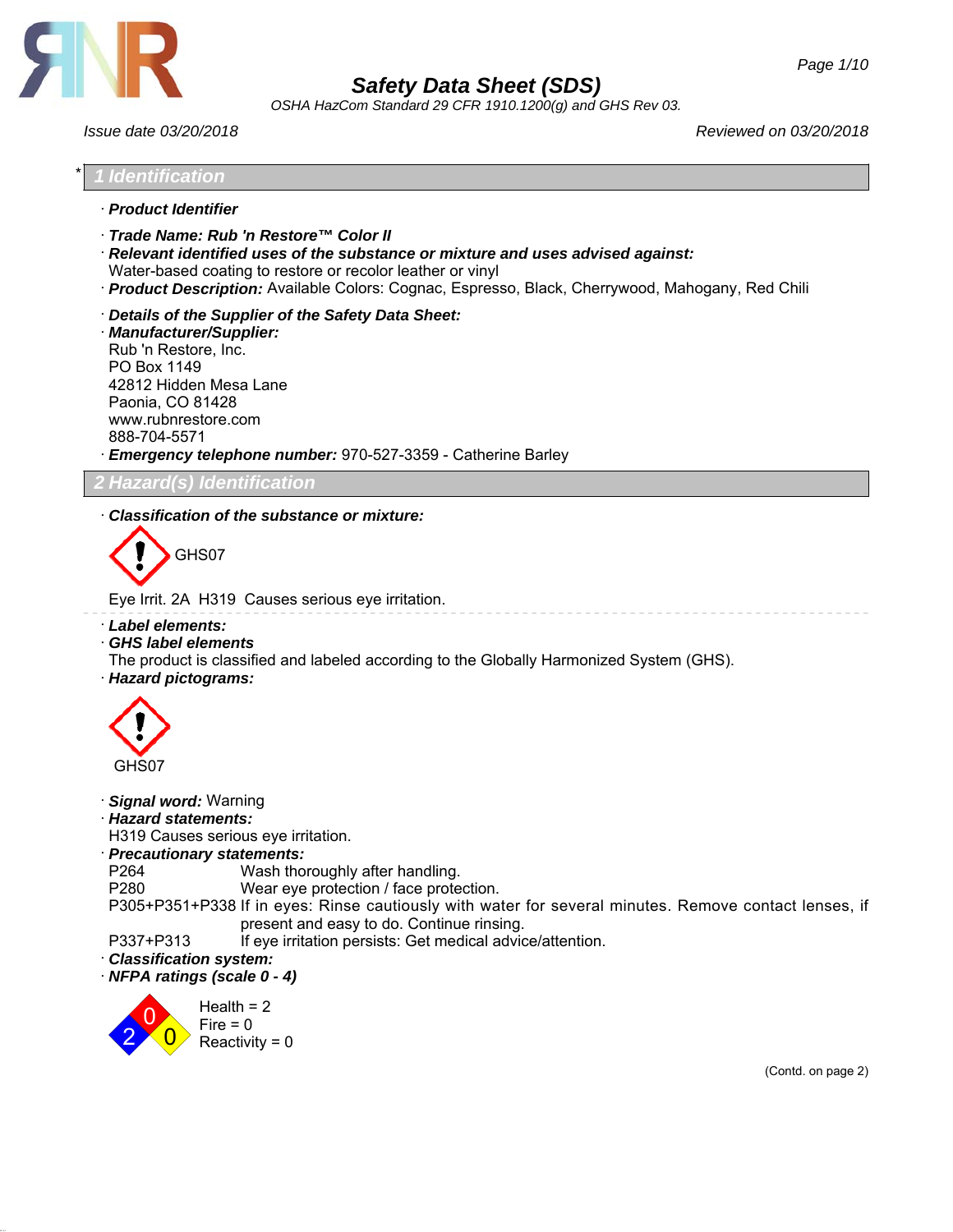# Safety Data Sheet (SDS)

*OSHA HazCom Standard 29 CFR 1910.1200(g) and GHS Rev 03.*

*Issue date 03/20/2018* *Reviewed on 03/20/2018*

## * 1 Identification

· **Product Identifier**

· **Trade Name: Rub 'n Restore™ Color II**

· **Relevant identified uses of the substance or mixture and uses advised against:**
Water-based coating to restore or recolor leather or vinyl

· **Product Description:** Available Colors: Cognac, Espresso, Black, Cherrywood, Mahogany, Red Chili

· **Details of the Supplier of the Safety Data Sheet:**

· **Manufacturer/Supplier:**
Rub 'n Restore, Inc.
PO Box 1149
42812 Hidden Mesa Lane
Paonia, CO 81428
www.rubnrestore.com
888-704-5571

· **Emergency telephone number:** 970-527-3359 - Catherine Barley

## 2 Hazard(s) Identification

· **Classification of the substance or mixture:**

GHS07

Eye Irrit. 2A H319 Causes serious eye irritation.

· **Label elements:**

· **GHS label elements**
The product is classified and labeled according to the Globally Harmonized System (GHS).

· **Hazard pictograms:**

GHS07

· **Signal word:** Warning

· **Hazard statements:**
H319 Causes serious eye irritation.

· **Precautionary statements:**

| | |
|---|---|
| P264 | Wash thoroughly after handling. |
| P280 | Wear eye protection / face protection. |
| P305+P351+P338 | If in eyes: Rinse cautiously with water for several minutes. Remove contact lenses, if present and easy to do. Continue rinsing. |
| P337+P313 | If eye irritation persists: Get medical advice/attention. |

· **Classification system:**

· **NFPA ratings (scale 0 - 4)**

Health = 2
Fire = 0
Reactivity = 0

(Contd. on page 2)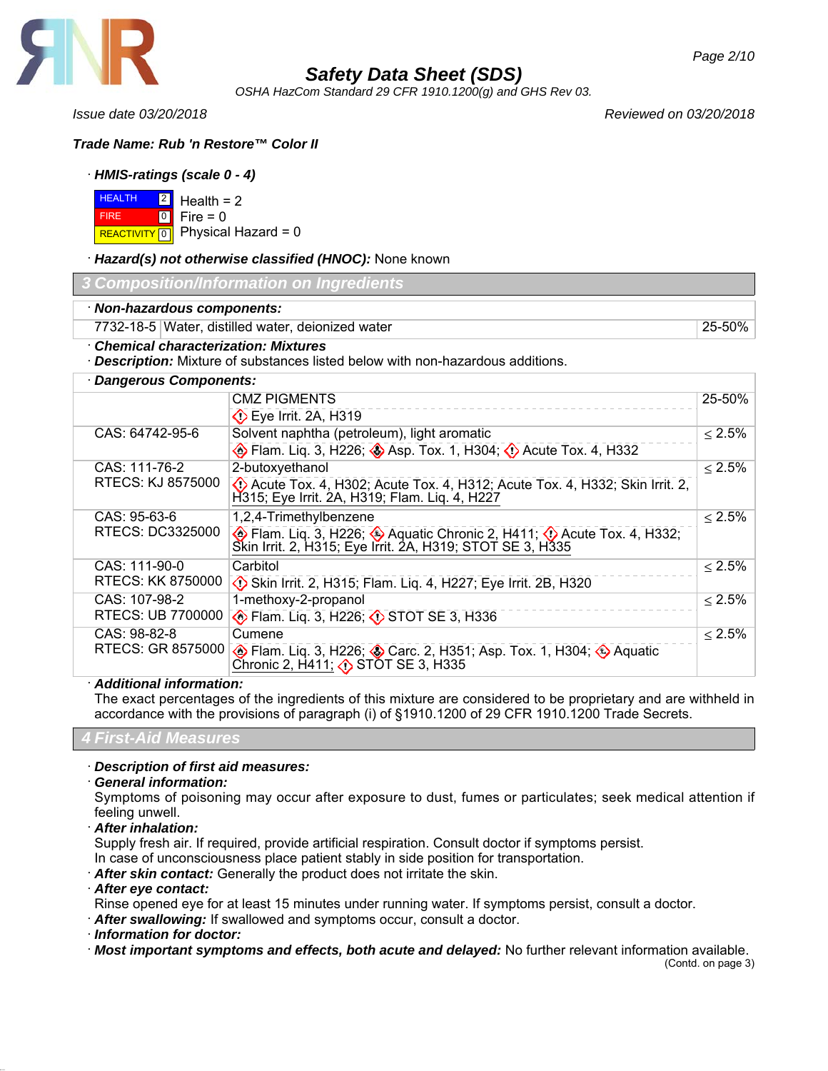## Safety Data Sheet (SDS)

*OSHA HazCom Standard 29 CFR 1910.1200(g) and GHS Rev 03.*

*Issue date 03/20/2018* *Reviewed on 03/20/2018*

***Trade Name: Rub 'n Restore™ Color II***

· ***HMIS-ratings (scale 0 - 4)***

| | | |
|---|---|---|
| HEALTH | 2 | Health = 2 |
| FIRE | 0 | Fire = 0 |
| REACTIVITY | 0 | Physical Hazard = 0 |

· ***Hazard(s) not otherwise classified (HNOC):*** None known

## 3 Composition/Information on Ingredients

· ***Non-hazardous components:***

| | | |
|---|---|---|
| 7732-18-5 | Water, distilled water, deionized water | 25-50% |

· ***Chemical characterization: Mixtures***
· ***Description:*** Mixture of substances listed below with non-hazardous additions.

· ***Dangerous Components:***

| | | |
|---|---|---|
| | CMZ PIGMENTS<br>Eye Irrit. 2A, H319 | 25-50% |
| CAS: 64742-95-6 | Solvent naphtha (petroleum), light aromatic<br>Flam. Liq. 3, H226; Asp. Tox. 1, H304; Acute Tox. 4, H332 | ≤ 2.5% |
| CAS: 111-76-2<br>RTECS: KJ 8575000 | 2-butoxyethanol<br>Acute Tox. 4, H302; Acute Tox. 4, H312; Acute Tox. 4, H332; Skin Irrit. 2, H315; Eye Irrit. 2A, H319; Flam. Liq. 4, H227 | ≤ 2.5% |
| CAS: 95-63-6<br>RTECS: DC3325000 | 1,2,4-Trimethylbenzene<br>Flam. Liq. 3, H226; Aquatic Chronic 2, H411; Acute Tox. 4, H332; Skin Irrit. 2, H315; Eye Irrit. 2A, H319; STOT SE 3, H335 | ≤ 2.5% |
| CAS: 111-90-0<br>RTECS: KK 8750000 | Carbitol<br>Skin Irrit. 2, H315; Flam. Liq. 4, H227; Eye Irrit. 2B, H320 | ≤ 2.5% |
| CAS: 107-98-2<br>RTECS: UB 7700000 | 1-methoxy-2-propanol<br>Flam. Liq. 3, H226; STOT SE 3, H336 | ≤ 2.5% |
| CAS: 98-82-8<br>RTECS: GR 8575000 | Cumene<br>Flam. Liq. 3, H226; Carc. 2, H351; Asp. Tox. 1, H304; Aquatic Chronic 2, H411; STOT SE 3, H335 | ≤ 2.5% |

· ***Additional information:***
The exact percentages of the ingredients of this mixture are considered to be proprietary and are withheld in accordance with the provisions of paragraph (i) of §1910.1200 of 29 CFR 1910.1200 Trade Secrets.

## 4 First-Aid Measures

· ***Description of first aid measures:***
· ***General information:***
Symptoms of poisoning may occur after exposure to dust, fumes or particulates; seek medical attention if feeling unwell.
· ***After inhalation:***
Supply fresh air. If required, provide artificial respiration. Consult doctor if symptoms persist.
In case of unconsciousness place patient stably in side position for transportation.
· ***After skin contact:*** Generally the product does not irritate the skin.
· ***After eye contact:***
Rinse opened eye for at least 15 minutes under running water. If symptoms persist, consult a doctor.
· ***After swallowing:*** If swallowed and symptoms occur, consult a doctor.
· ***Information for doctor:***
· ***Most important symptoms and effects, both acute and delayed:*** No further relevant information available.

(Contd. on page 3)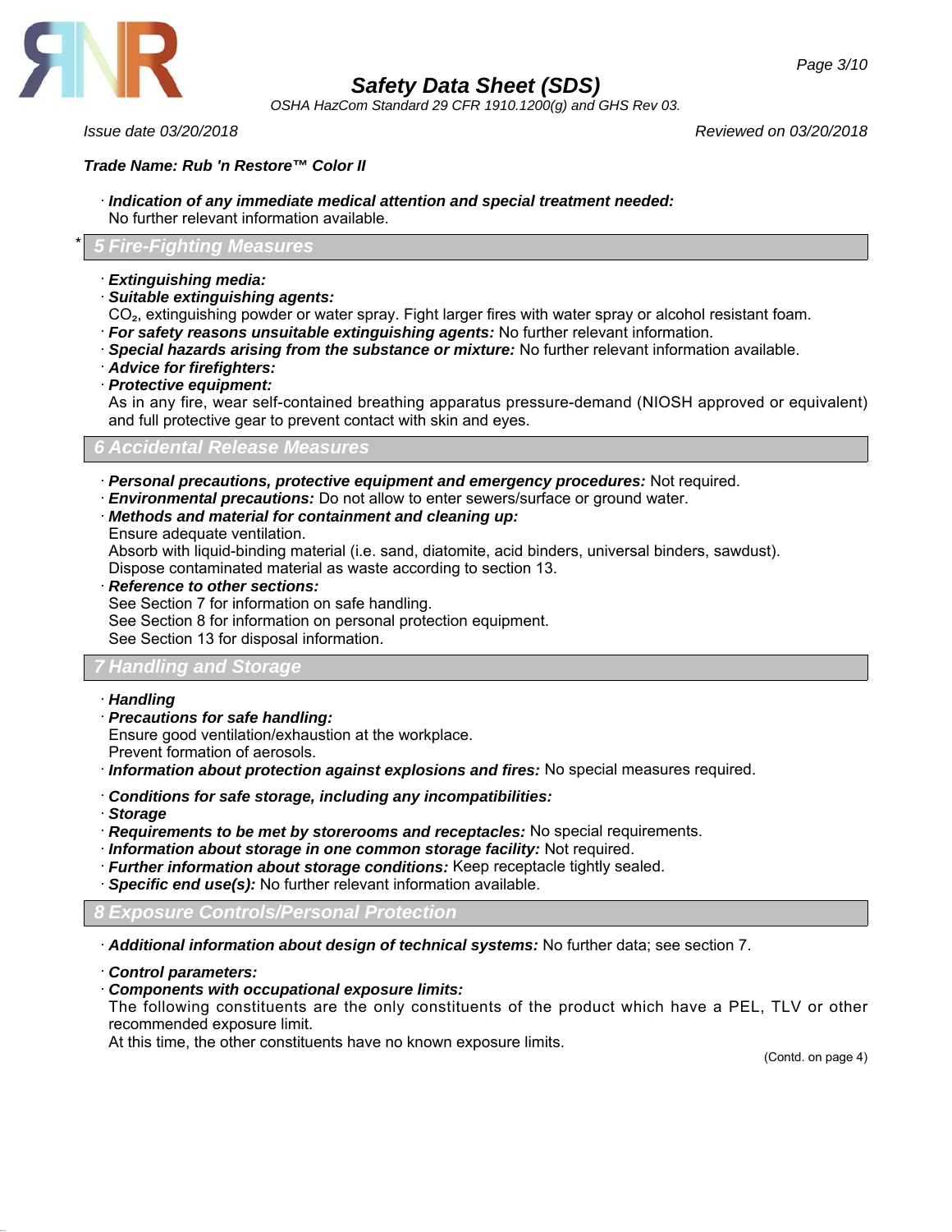**Trade Name: Rub 'n Restore™ Color II**

· ***Indication of any immediate medical attention and special treatment needed:***
No further relevant information available.

## * 5 Fire-Fighting Measures

· ***Extinguishing media:***
· ***Suitable extinguishing agents:***
$CO_2$, extinguishing powder or water spray. Fight larger fires with water spray or alcohol resistant foam.
· ***For safety reasons unsuitable extinguishing agents:*** No further relevant information.
· ***Special hazards arising from the substance or mixture:*** No further relevant information available.
· ***Advice for firefighters:***
· ***Protective equipment:***
As in any fire, wear self-contained breathing apparatus pressure-demand (NIOSH approved or equivalent) and full protective gear to prevent contact with skin and eyes.

## 6 Accidental Release Measures

· ***Personal precautions, protective equipment and emergency procedures:*** Not required.
· ***Environmental precautions:*** Do not allow to enter sewers/surface or ground water.
· ***Methods and material for containment and cleaning up:***
Ensure adequate ventilation.
Absorb with liquid-binding material (i.e. sand, diatomite, acid binders, universal binders, sawdust).
Dispose contaminated material as waste according to section 13.
· ***Reference to other sections:***
See Section 7 for information on safe handling.
See Section 8 for information on personal protection equipment.
See Section 13 for disposal information.

## 7 Handling and Storage

· ***Handling***
· ***Precautions for safe handling:***
Ensure good ventilation/exhaustion at the workplace.
Prevent formation of aerosols.
· ***Information about protection against explosions and fires:*** No special measures required.

· ***Conditions for safe storage, including any incompatibilities:***
· ***Storage***
· ***Requirements to be met by storerooms and receptacles:*** No special requirements.
· ***Information about storage in one common storage facility:*** Not required.
· ***Further information about storage conditions:*** Keep receptacle tightly sealed.
· ***Specific end use(s):*** No further relevant information available.

## 8 Exposure Controls/Personal Protection

· ***Additional information about design of technical systems:*** No further data; see section 7.

· ***Control parameters:***
· ***Components with occupational exposure limits:***
The following constituents are the only constituents of the product which have a PEL, TLV or other recommended exposure limit.
At this time, the other constituents have no known exposure limits.

(Contd. on page 4)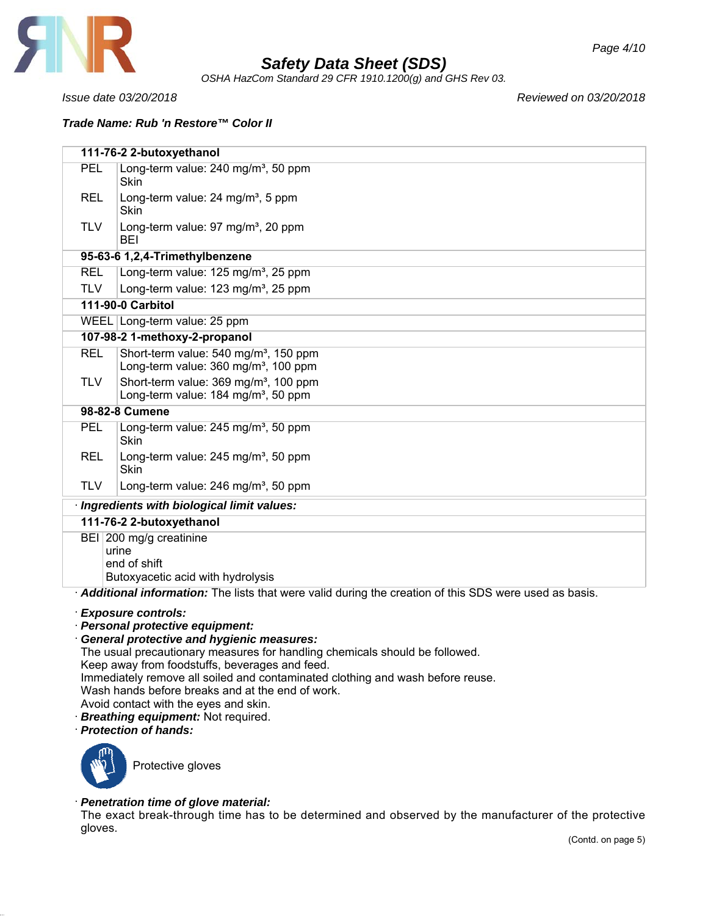**Safety Data Sheet (SDS)**

*OSHA HazCom Standard 29 CFR 1910.1200(g) and GHS Rev 03.*

*Issue date 03/20/2018* | *Reviewed on 03/20/2018*

***Trade Name: Rub 'n Restore™ Color II***

| | |
|---|---|
| **111-76-2 2-butoxyethanol** | |
| PEL | Long-term value: 240 mg/m³, 50 ppm<br>Skin |
| REL | Long-term value: 24 mg/m³, 5 ppm<br>Skin |
| TLV | Long-term value: 97 mg/m³, 20 ppm<br>BEI |
| **95-63-6 1,2,4-Trimethylbenzene** | |
| REL | Long-term value: 125 mg/m³, 25 ppm |
| TLV | Long-term value: 123 mg/m³, 25 ppm |
| **111-90-0 Carbitol** | |
| WEEL | Long-term value: 25 ppm |
| **107-98-2 1-methoxy-2-propanol** | |
| REL | Short-term value: 540 mg/m³, 150 ppm<br>Long-term value: 360 mg/m³, 100 ppm |
| TLV | Short-term value: 369 mg/m³, 100 ppm<br>Long-term value: 184 mg/m³, 50 ppm |
| **98-82-8 Cumene** | |
| PEL | Long-term value: 245 mg/m³, 50 ppm<br>Skin |
| REL | Long-term value: 245 mg/m³, 50 ppm<br>Skin |
| TLV | Long-term value: 246 mg/m³, 50 ppm |

· ***Ingredients with biological limit values:***

| | |
|---|---|
| **111-76-2 2-butoxyethanol** | |
| BEI | 200 mg/g creatinine<br>urine<br>end of shift<br>Butoxyacetic acid with hydrolysis |

· ***Additional information:*** The lists that were valid during the creation of this SDS were used as basis.

· ***Exposure controls:***
· ***Personal protective equipment:***
· ***General protective and hygienic measures:***
The usual precautionary measures for handling chemicals should be followed.
Keep away from foodstuffs, beverages and feed.
Immediately remove all soiled and contaminated clothing and wash before reuse.
Wash hands before breaks and at the end of work.
Avoid contact with the eyes and skin.
· ***Breathing equipment:*** Not required.
· ***Protection of hands:***

Protective gloves

· ***Penetration time of glove material:***
The exact break-through time has to be determined and observed by the manufacturer of the protective gloves.

(Contd. on page 5)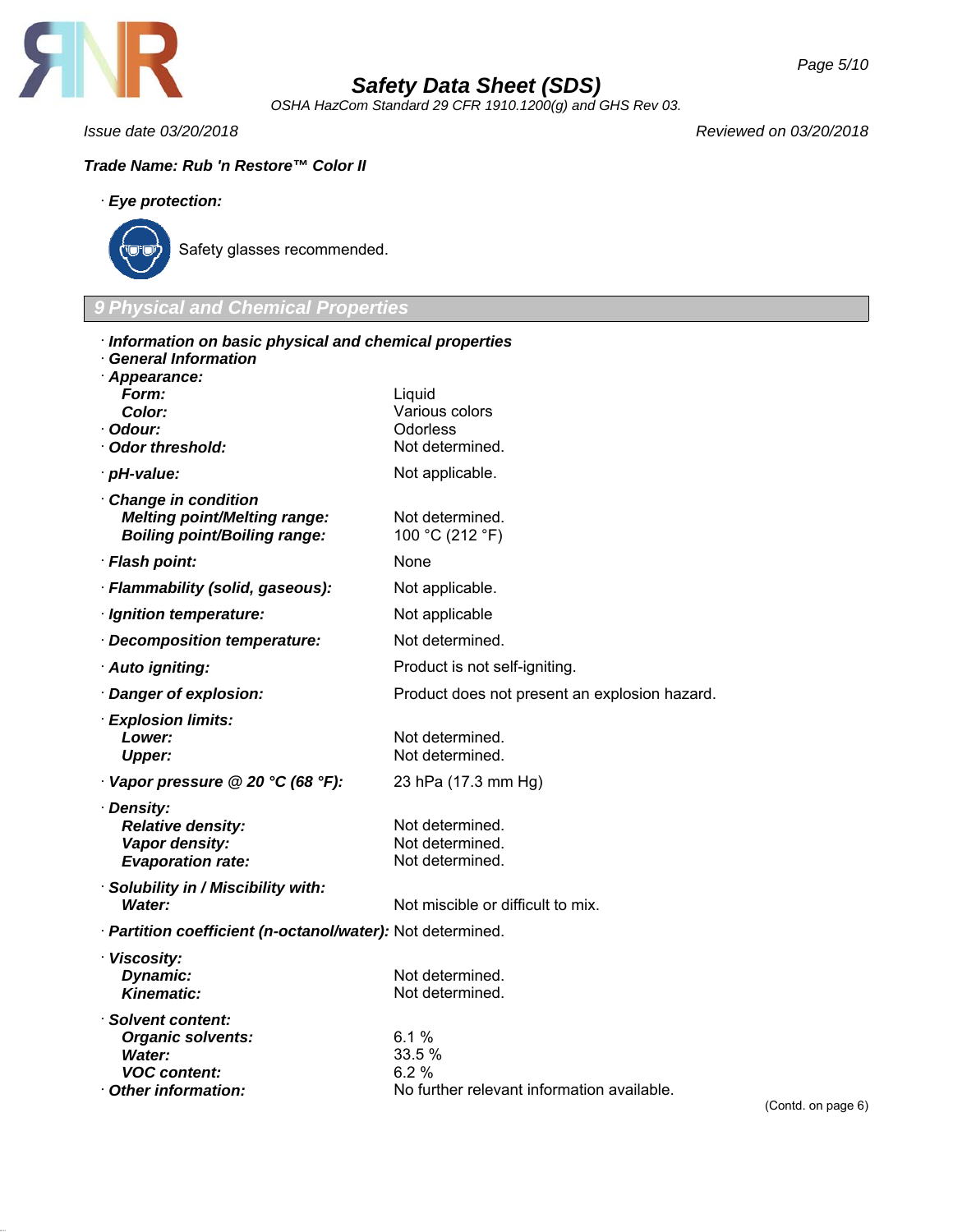Trade Name: Rub 'n Restore™ Color II

· **Eye protection:**

Safety glasses recommended.

## 9 Physical and Chemical Properties

· **Information on basic physical and chemical properties**
· **General Information**
· **Appearance:**

| | |
|---|---|
| **Form:** | Liquid |
| **Color:** | Various colors |
| · **Odour:** | Odorless |
| · **Odor threshold:** | Not determined. |
| · **pH-value:** | Not applicable. |
| · **Change in condition** | |
| **Melting point/Melting range:** | Not determined. |
| **Boiling point/Boiling range:** | 100 °C (212 °F) |
| · **Flash point:** | None |
| · **Flammability (solid, gaseous):** | Not applicable. |
| · **Ignition temperature:** | Not applicable |
| · **Decomposition temperature:** | Not determined. |
| · **Auto igniting:** | Product is not self-igniting. |
| · **Danger of explosion:** | Product does not present an explosion hazard. |
| · **Explosion limits:** | |
| **Lower:** | Not determined. |
| **Upper:** | Not determined. |
| · **Vapor pressure @ 20 °C (68 °F):** | 23 hPa (17.3 mm Hg) |
| · **Density:** | |
| **Relative density:** | Not determined. |
| **Vapor density:** | Not determined. |
| **Evaporation rate:** | Not determined. |
| · **Solubility in / Miscibility with:** | |
| **Water:** | Not miscible or difficult to mix. |
| · **Partition coefficient (n-octanol/water):** | Not determined. |
| · **Viscosity:** | |
| **Dynamic:** | Not determined. |
| **Kinematic:** | Not determined. |
| · **Solvent content:** | |
| **Organic solvents:** | 6.1 % |
| **Water:** | 33.5 % |
| **VOC content:** | 6.2 % |
| · **Other information:** | No further relevant information available. |

(Contd. on page 6)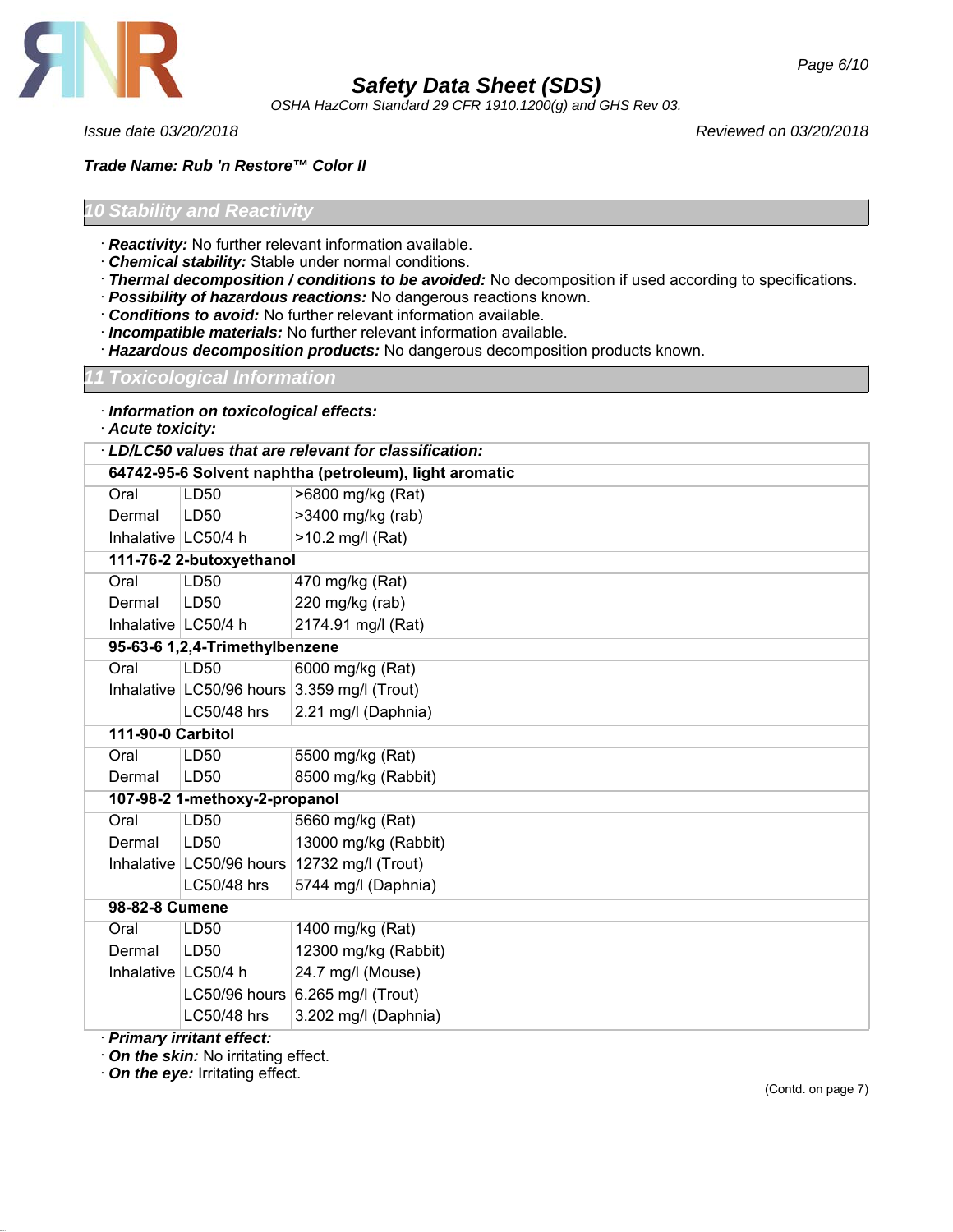*Trade Name: Rub 'n Restore™ Color II*

## 10 Stability and Reactivity

· ***Reactivity:*** No further relevant information available.
· ***Chemical stability:*** Stable under normal conditions.
· ***Thermal decomposition / conditions to be avoided:*** No decomposition if used according to specifications.
· ***Possibility of hazardous reactions:*** No dangerous reactions known.
· ***Conditions to avoid:*** No further relevant information available.
· ***Incompatible materials:*** No further relevant information available.
· ***Hazardous decomposition products:*** No dangerous decomposition products known.

## 11 Toxicological Information

· ***Information on toxicological effects:***
· ***Acute toxicity:***

| · ***LD/LC50 values that are relevant for classification:*** | | |
|---|---|---|
| **64742-95-6 Solvent naphtha (petroleum), light aromatic** | | |
| Oral | LD50 | >6800 mg/kg (Rat) |
| Dermal | LD50 | >3400 mg/kg (rab) |
| Inhalative | LC50/4 h | >10.2 mg/l (Rat) |
| **111-76-2 2-butoxyethanol** | | |
| Oral | LD50 | 470 mg/kg (Rat) |
| Dermal | LD50 | 220 mg/kg (rab) |
| Inhalative | LC50/4 h | 2174.91 mg/l (Rat) |
| **95-63-6 1,2,4-Trimethylbenzene** | | |
| Oral | LD50 | 6000 mg/kg (Rat) |
| Inhalative | LC50/96 hours | 3.359 mg/l (Trout) |
| | LC50/48 hrs | 2.21 mg/l (Daphnia) |
| **111-90-0 Carbitol** | | |
| Oral | LD50 | 5500 mg/kg (Rat) |
| Dermal | LD50 | 8500 mg/kg (Rabbit) |
| **107-98-2 1-methoxy-2-propanol** | | |
| Oral | LD50 | 5660 mg/kg (Rat) |
| Dermal | LD50 | 13000 mg/kg (Rabbit) |
| Inhalative | LC50/96 hours | 12732 mg/l (Trout) |
| | LC50/48 hrs | 5744 mg/l (Daphnia) |
| **98-82-8 Cumene** | | |
| Oral | LD50 | 1400 mg/kg (Rat) |
| Dermal | LD50 | 12300 mg/kg (Rabbit) |
| Inhalative | LC50/4 h | 24.7 mg/l (Mouse) |
| | LC50/96 hours | 6.265 mg/l (Trout) |
| | LC50/48 hrs | 3.202 mg/l (Daphnia) |

· ***Primary irritant effect:***
· ***On the skin:*** No irritating effect.
· ***On the eye:*** Irritating effect.

(Contd. on page 7)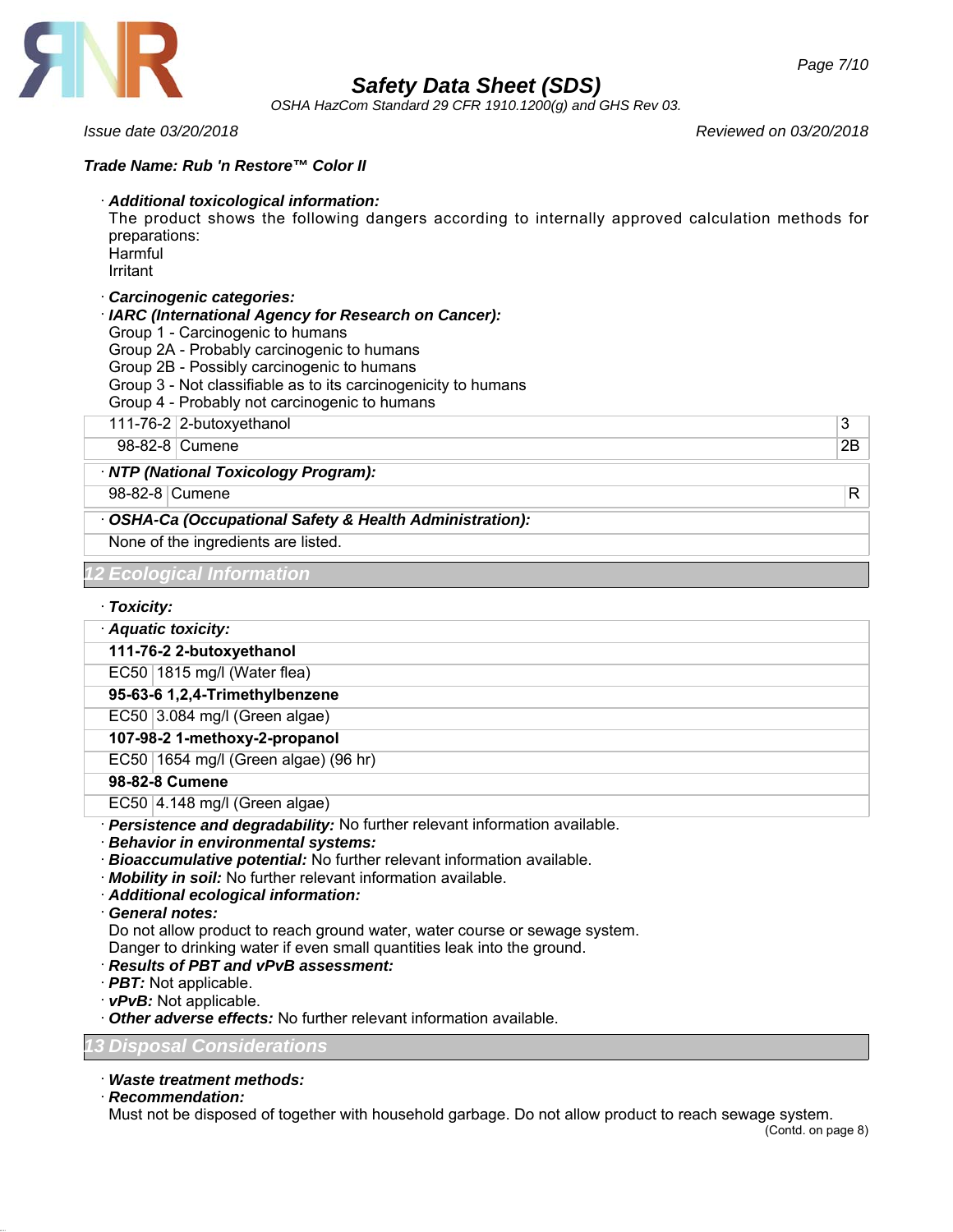**Trade Name: Rub 'n Restore™ Color II**

· ***Additional toxicological information:***
The product shows the following dangers according to internally approved calculation methods for preparations:
Harmful
Irritant

· ***Carcinogenic categories:***

· ***IARC (International Agency for Research on Cancer):***
Group 1 - Carcinogenic to humans
Group 2A - Probably carcinogenic to humans
Group 2B - Possibly carcinogenic to humans
Group 3 - Not classifiable as to its carcinogenicity to humans
Group 4 - Probably not carcinogenic to humans

| | | |
|---|---|---|
| 111-76-2 | 2-butoxyethanol | 3 |
| 98-82-8 | Cumene | 2B |

· ***NTP (National Toxicology Program):***

| | | |
|---|---|---|
| 98-82-8 | Cumene | R |

· ***OSHA-Ca (Occupational Safety & Health Administration):***

None of the ingredients are listed.

## 12 Ecological Information

· ***Toxicity:***

· ***Aquatic toxicity:***

| | |
|---|---|
| **111-76-2 2-butoxyethanol** | |
| EC50 | 1815 mg/l (Water flea) |
| **95-63-6 1,2,4-Trimethylbenzene** | |
| EC50 | 3.084 mg/l (Green algae) |
| **107-98-2 1-methoxy-2-propanol** | |
| EC50 | 1654 mg/l (Green algae) (96 hr) |
| **98-82-8 Cumene** | |
| EC50 | 4.148 mg/l (Green algae) |

· ***Persistence and degradability:*** No further relevant information available.
· ***Behavior in environmental systems:***
· ***Bioaccumulative potential:*** No further relevant information available.
· ***Mobility in soil:*** No further relevant information available.
· ***Additional ecological information:***
· ***General notes:***
Do not allow product to reach ground water, water course or sewage system.
Danger to drinking water if even small quantities leak into the ground.
· ***Results of PBT and vPvB assessment:***
· ***PBT:*** Not applicable.
· ***vPvB:*** Not applicable.
· ***Other adverse effects:*** No further relevant information available.

## 13 Disposal Considerations

· ***Waste treatment methods:***
· ***Recommendation:***
Must not be disposed of together with household garbage. Do not allow product to reach sewage system.

(Contd. on page 8)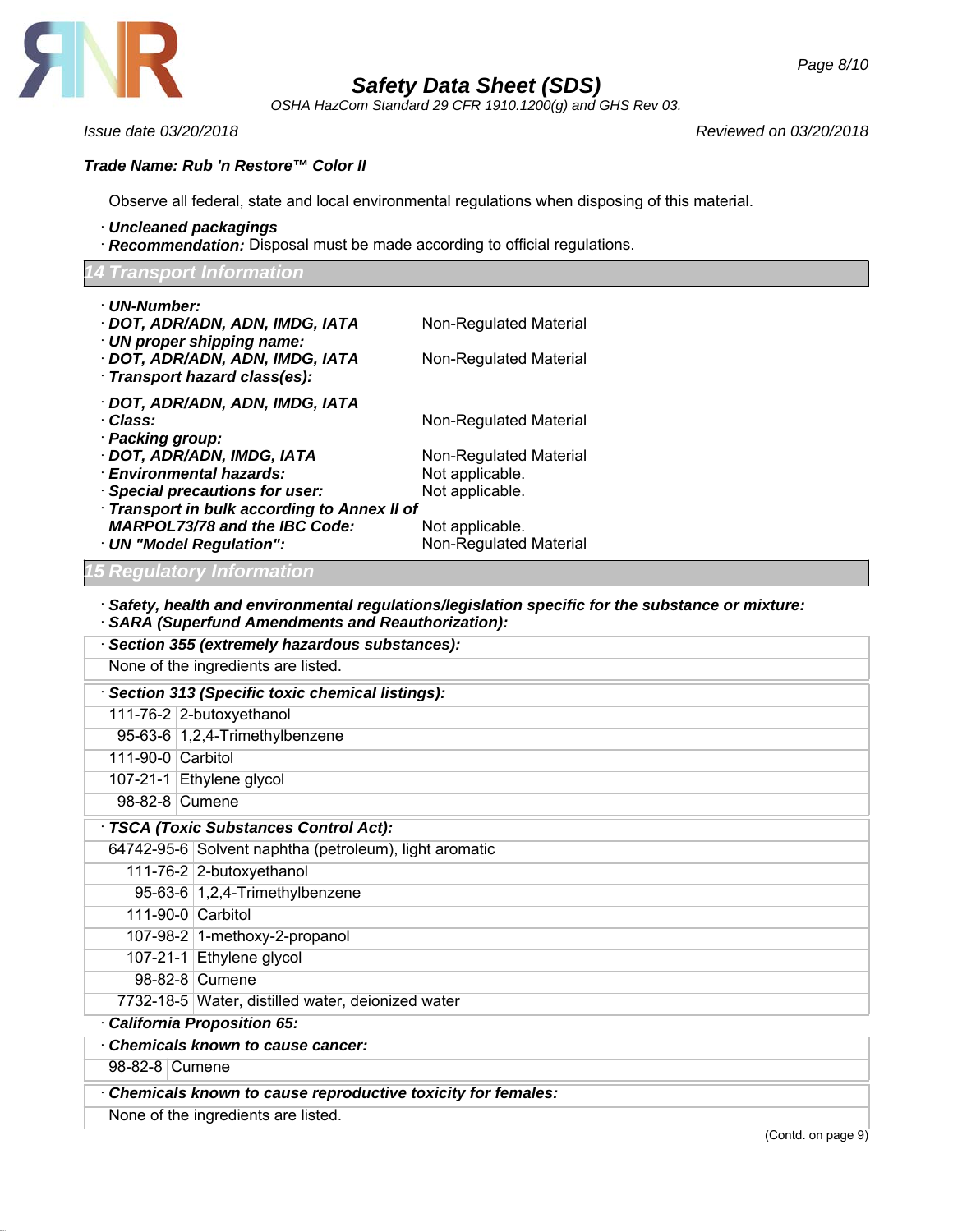Observe all federal, state and local environmental regulations when disposing of this material.

· **Uncleaned packagings**
· **Recommendation:** Disposal must be made according to official regulations.

## 14 Transport Information

· **UN-Number:**
· **DOT, ADR/ADN, ADN, IMDG, IATA** Non-Regulated Material
· **UN proper shipping name:**
· **DOT, ADR/ADN, ADN, IMDG, IATA** Non-Regulated Material
· **Transport hazard class(es):**

· **DOT, ADR/ADN, ADN, IMDG, IATA**
· **Class:** Non-Regulated Material
· **Packing group:**
· **DOT, ADR/ADN, IMDG, IATA** Non-Regulated Material
· **Environmental hazards:** Not applicable.
· **Special precautions for user:** Not applicable.
· **Transport in bulk according to Annex II of MARPOL73/78 and the IBC Code:** Not applicable.
· **UN "Model Regulation":** Non-Regulated Material

## 15 Regulatory Information

· **Safety, health and environmental regulations/legislation specific for the substance or mixture:**
· **SARA (Superfund Amendments and Reauthorization):**

· **Section 355 (extremely hazardous substances):**

None of the ingredients are listed.

· **Section 313 (Specific toxic chemical listings):**

| | |
|---|---|
| 111-76-2 | 2-butoxyethanol |
| 95-63-6 | 1,2,4-Trimethylbenzene |
| 111-90-0 | Carbitol |
| 107-21-1 | Ethylene glycol |
| 98-82-8 | Cumene |

· **TSCA (Toxic Substances Control Act):**

| | |
|---|---|
| 64742-95-6 | Solvent naphtha (petroleum), light aromatic |
| 111-76-2 | 2-butoxyethanol |
| 95-63-6 | 1,2,4-Trimethylbenzene |
| 111-90-0 | Carbitol |
| 107-98-2 | 1-methoxy-2-propanol |
| 107-21-1 | Ethylene glycol |
| 98-82-8 | Cumene |
| 7732-18-5 | Water, distilled water, deionized water |

· **California Proposition 65:**

· **Chemicals known to cause cancer:**

| | |
|---|---|
| 98-82-8 | Cumene |

· **Chemicals known to cause reproductive toxicity for females:**

None of the ingredients are listed.

(Contd. on page 9)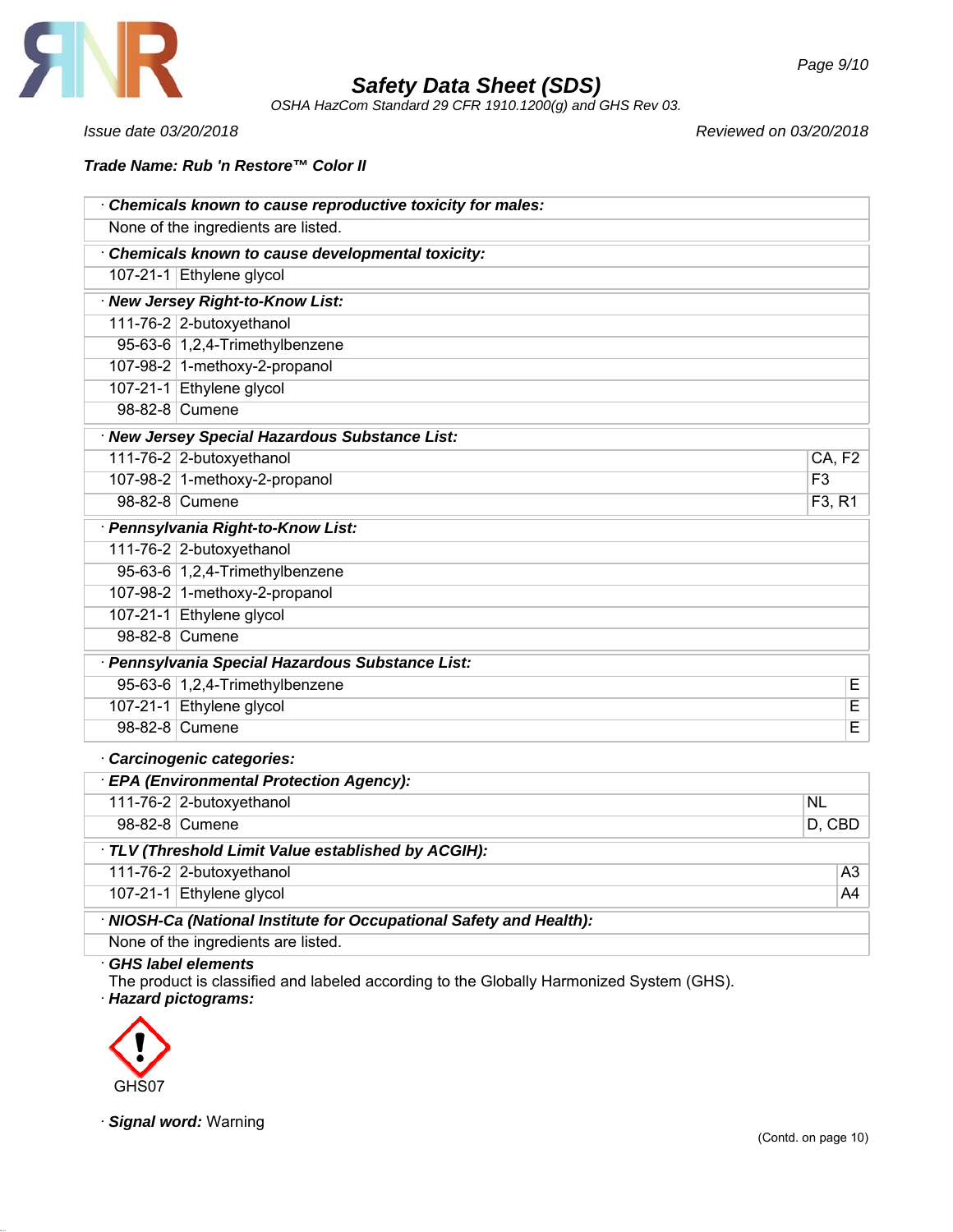# Safety Data Sheet (SDS)

*OSHA HazCom Standard 29 CFR 1910.1200(g) and GHS Rev 03.*

*Issue date 03/20/2018* | *Reviewed on 03/20/2018*

***Trade Name: Rub 'n Restore™ Color II***

· ***Chemicals known to cause reproductive toxicity for males:***

None of the ingredients are listed.

· ***Chemicals known to cause developmental toxicity:***

| | |
|---|---|
| 107-21-1 | Ethylene glycol |

· ***New Jersey Right-to-Know List:***

| | |
|---|---|
| 111-76-2 | 2-butoxyethanol |
| 95-63-6 | 1,2,4-Trimethylbenzene |
| 107-98-2 | 1-methoxy-2-propanol |
| 107-21-1 | Ethylene glycol |
| 98-82-8 | Cumene |

· ***New Jersey Special Hazardous Substance List:***

| | | |
|---|---|---|
| 111-76-2 | 2-butoxyethanol | CA, F2 |
| 107-98-2 | 1-methoxy-2-propanol | F3 |
| 98-82-8 | Cumene | F3, R1 |

· ***Pennsylvania Right-to-Know List:***

| | |
|---|---|
| 111-76-2 | 2-butoxyethanol |
| 95-63-6 | 1,2,4-Trimethylbenzene |
| 107-98-2 | 1-methoxy-2-propanol |
| 107-21-1 | Ethylene glycol |
| 98-82-8 | Cumene |

· ***Pennsylvania Special Hazardous Substance List:***

| | | |
|---|---|---|
| 95-63-6 | 1,2,4-Trimethylbenzene | E |
| 107-21-1 | Ethylene glycol | E |
| 98-82-8 | Cumene | E |

· ***Carcinogenic categories:***

· ***EPA (Environmental Protection Agency):***

| | | |
|---|---|---|
| 111-76-2 | 2-butoxyethanol | NL |
| 98-82-8 | Cumene | D, CBD |

· ***TLV (Threshold Limit Value established by ACGIH):***

| | | |
|---|---|---|
| 111-76-2 | 2-butoxyethanol | A3 |
| 107-21-1 | Ethylene glycol | A4 |

· ***NIOSH-Ca (National Institute for Occupational Safety and Health):***

None of the ingredients are listed.

· ***GHS label elements***

The product is classified and labeled according to the Globally Harmonized System (GHS).

· ***Hazard pictograms:***

GHS07

· ***Signal word:*** Warning

(Contd. on page 10)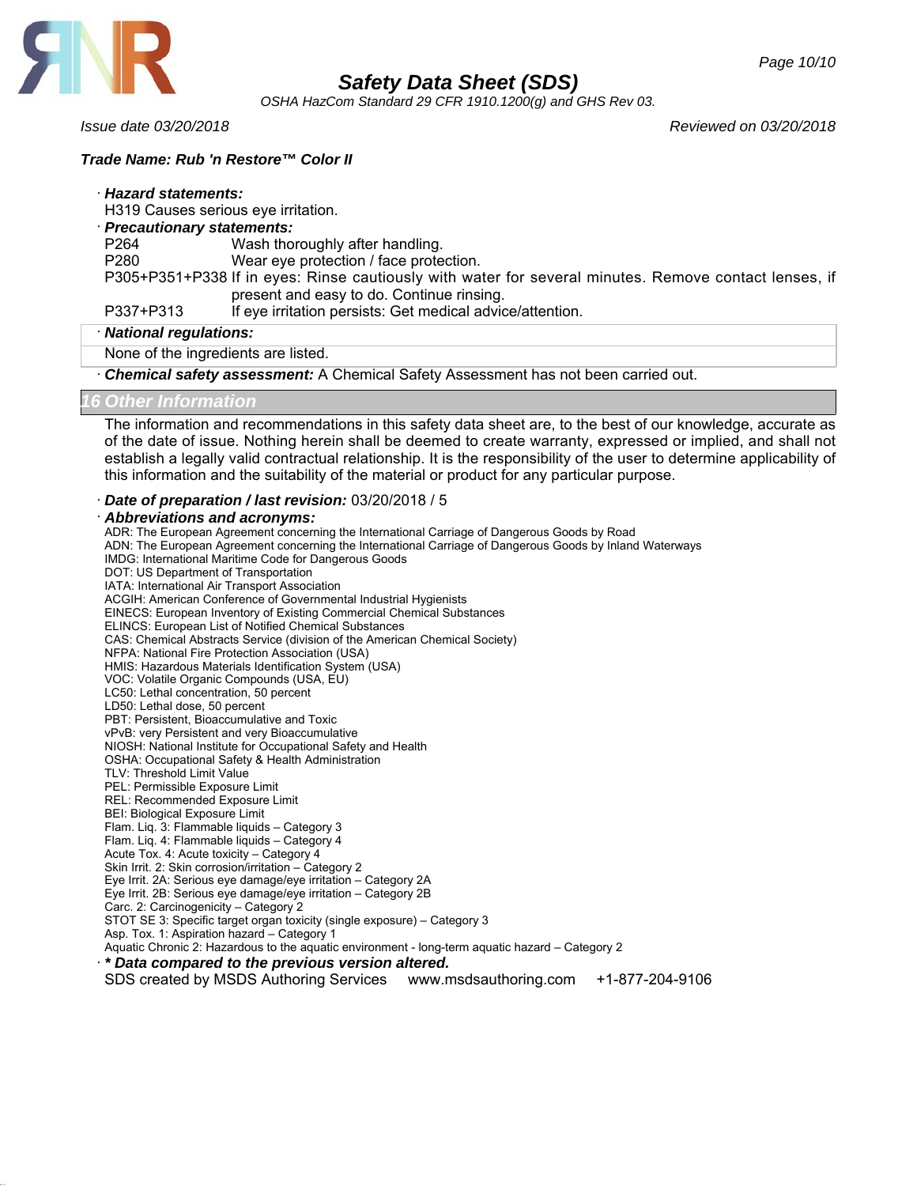**Trade Name: Rub 'n Restore™ Color II**

· **Hazard statements:**
H319 Causes serious eye irritation.

· **Precautionary statements:**

| | |
|---|---|
| P264 | Wash thoroughly after handling. |
| P280 | Wear eye protection / face protection. |
| P305+P351+P338 | If in eyes: Rinse cautiously with water for several minutes. Remove contact lenses, if present and easy to do. Continue rinsing. |
| P337+P313 | If eye irritation persists: Get medical advice/attention. |

· **National regulations:**
None of the ingredients are listed.

· **Chemical safety assessment:** A Chemical Safety Assessment has not been carried out.

## 16 Other Information

The information and recommendations in this safety data sheet are, to the best of our knowledge, accurate as of the date of issue. Nothing herein shall be deemed to create warranty, expressed or implied, and shall not establish a legally valid contractual relationship. It is the responsibility of the user to determine applicability of this information and the suitability of the material or product for any particular purpose.

· **Date of preparation / last revision:** 03/20/2018 / 5

· **Abbreviations and acronyms:**
ADR: The European Agreement concerning the International Carriage of Dangerous Goods by Road
ADN: The European Agreement concerning the International Carriage of Dangerous Goods by Inland Waterways
IMDG: International Maritime Code for Dangerous Goods
DOT: US Department of Transportation
IATA: International Air Transport Association
ACGIH: American Conference of Governmental Industrial Hygienists
EINECS: European Inventory of Existing Commercial Chemical Substances
ELINCS: European List of Notified Chemical Substances
CAS: Chemical Abstracts Service (division of the American Chemical Society)
NFPA: National Fire Protection Association (USA)
HMIS: Hazardous Materials Identification System (USA)
VOC: Volatile Organic Compounds (USA, EU)
LC50: Lethal concentration, 50 percent
LD50: Lethal dose, 50 percent
PBT: Persistent, Bioaccumulative and Toxic
vPvB: very Persistent and very Bioaccumulative
NIOSH: National Institute for Occupational Safety and Health
OSHA: Occupational Safety & Health Administration
TLV: Threshold Limit Value
PEL: Permissible Exposure Limit
REL: Recommended Exposure Limit
BEI: Biological Exposure Limit
Flam. Liq. 3: Flammable liquids – Category 3
Flam. Liq. 4: Flammable liquids – Category 4
Acute Tox. 4: Acute toxicity – Category 4
Skin Irrit. 2: Skin corrosion/irritation – Category 2
Eye Irrit. 2A: Serious eye damage/eye irritation – Category 2A
Eye Irrit. 2B: Serious eye damage/eye irritation – Category 2B
Carc. 2: Carcinogenicity – Category 2
STOT SE 3: Specific target organ toxicity (single exposure) – Category 3
Asp. Tox. 1: Aspiration hazard – Category 1
Aquatic Chronic 2: Hazardous to the aquatic environment - long-term aquatic hazard – Category 2

· *** Data compared to the previous version altered.**
SDS created by MSDS Authoring Services www.msdsauthoring.com +1-877-204-9106